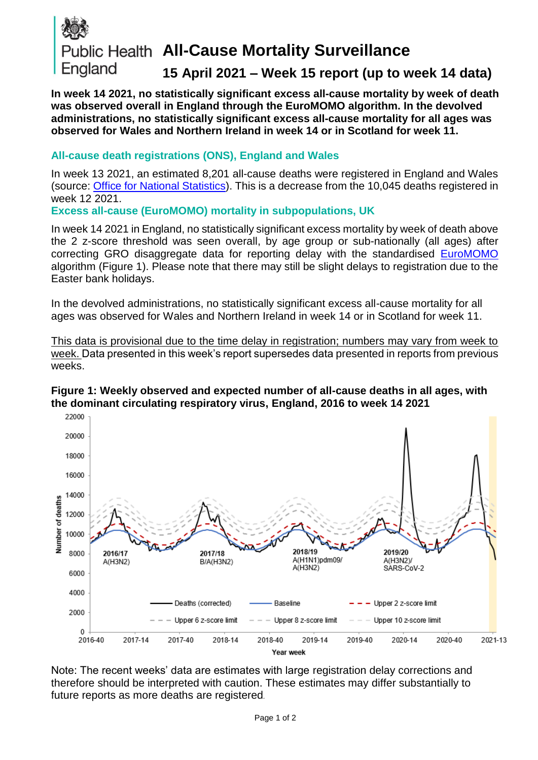# Public Health England

# All-Cause Mortality Surveillance

## 15 April 2021 – Week 15 report (up to week 14 data)

**In week 14 2021, no statistically significant excess all-cause mortality by week of death was observed overall in England through the EuroMOMO algorithm. In the devolved administrations, no statistically significant excess all-cause mortality for all ages was observed for Wales and Northern Ireland in week 14 or in Scotland for week 11.**

### All-cause death registrations (ONS), England and Wales

In week 13 2021, an estimated 8,201 all-cause deaths were registered in England and Wales (source: Office for National Statistics). This is a decrease from the 10,045 deaths registered in week 12 2021.

### Excess all-cause (EuroMOMO) mortality in subpopulations, UK

In week 14 2021 in England, no statistically significant excess mortality by week of death above the 2 z-score threshold was seen overall, by age group or sub-nationally (all ages) after correcting GRO disaggregate data for reporting delay with the standardised EuroMOMO algorithm (Figure 1). Please note that there may still be slight delays to registration due to the Easter bank holidays.

In the devolved administrations, no statistically significant excess all-cause mortality for all ages was observed for Wales and Northern Ireland in week 14 or in Scotland for week 11.

<u>This data is provisional due to the time delay in registration; numbers may vary from week to week.</u> Data presented in this week's report supersedes data presented in reports from previous weeks.

**Figure 1: Weekly observed and expected number of all-cause deaths in all ages, with the dominant circulating respiratory virus, England, 2016 to week 14 2021**

Note: The recent weeks' data are estimates with large registration delay corrections and therefore should be interpreted with caution. These estimates may differ substantially to future reports as more deaths are registered.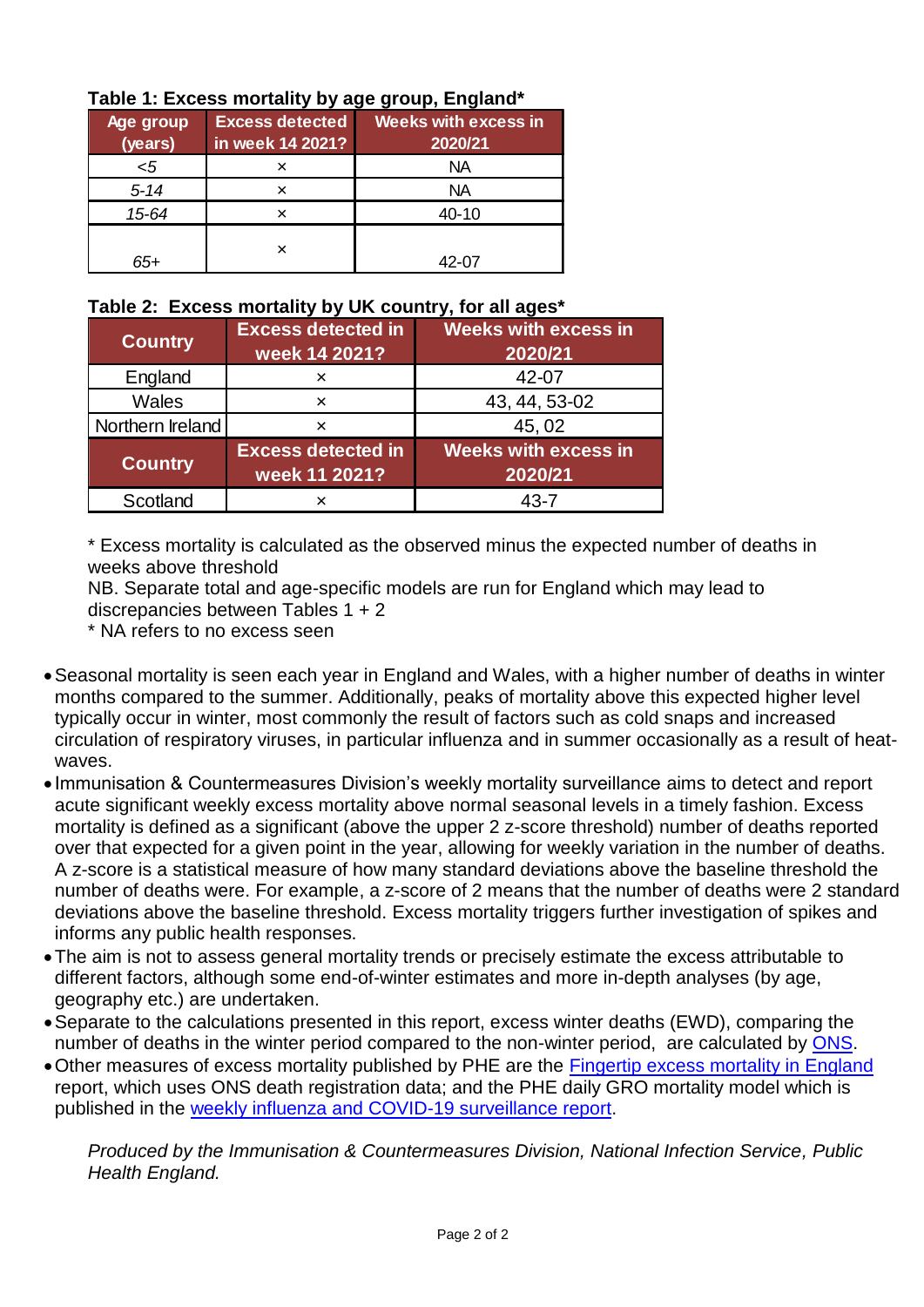**Table 1: Excess mortality by age group, England***

| Age group (years) | Excess detected in week 14 2021? | Weeks with excess in 2020/21 |
|---|---|---|
| *<5* | × | NA |
| *5-14* | × | NA |
| *15-64* | × | 40-10 |
| *65+* | × | 42-07 |

**Table 2: Excess mortality by UK country, for all ages***

| Country | Excess detected in week 14 2021? | Weeks with excess in 2020/21 |
|---|---|---|
| England | × | 42-07 |
| Wales | × | 43, 44, 53-02 |
| Northern Ireland | × | 45, 02 |
| **Country** | **Excess detected in week 11 2021?** | **Weeks with excess in 2020/21** |
| Scotland | × | 43-7 |

\* Excess mortality is calculated as the observed minus the expected number of deaths in weeks above threshold

NB. Separate total and age-specific models are run for England which may lead to discrepancies between Tables 1 + 2

\* NA refers to no excess seen

- Seasonal mortality is seen each year in England and Wales, with a higher number of deaths in winter months compared to the summer. Additionally, peaks of mortality above this expected higher level typically occur in winter, most commonly the result of factors such as cold snaps and increased circulation of respiratory viruses, in particular influenza and in summer occasionally as a result of heat-waves.
- Immunisation & Countermeasures Division's weekly mortality surveillance aims to detect and report acute significant weekly excess mortality above normal seasonal levels in a timely fashion. Excess mortality is defined as a significant (above the upper 2 z-score threshold) number of deaths reported over that expected for a given point in the year, allowing for weekly variation in the number of deaths. A z-score is a statistical measure of how many standard deviations above the baseline threshold the number of deaths were. For example, a z-score of 2 means that the number of deaths were 2 standard deviations above the baseline threshold. Excess mortality triggers further investigation of spikes and informs any public health responses.
- The aim is not to assess general mortality trends or precisely estimate the excess attributable to different factors, although some end-of-winter estimates and more in-depth analyses (by age, geography etc.) are undertaken.
- Separate to the calculations presented in this report, excess winter deaths (EWD), comparing the number of deaths in the winter period compared to the non-winter period, are calculated by ONS.
- Other measures of excess mortality published by PHE are the Fingertip excess mortality in England report, which uses ONS death registration data; and the PHE daily GRO mortality model which is published in the weekly influenza and COVID-19 surveillance report.

*Produced by the Immunisation & Countermeasures Division, National Infection Service, Public Health England.*